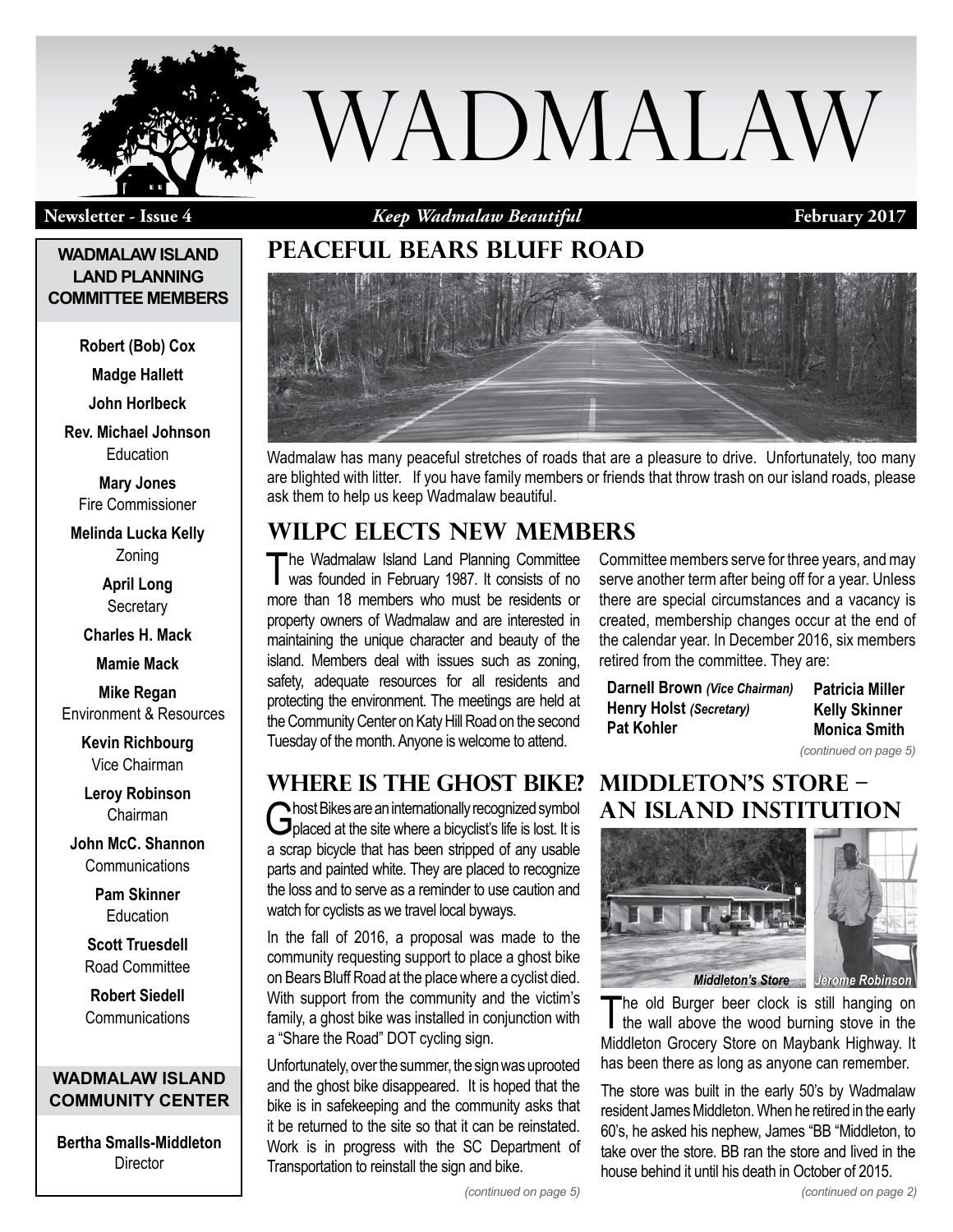# WADMALAW

**Newsletter - Issue 4** *Keep Wadmalaw Beautiful* **February 2017**

## PEACEFUL BEARS BLUFF ROAD

Wadmalaw has many peaceful stretches of roads that are a pleasure to drive. Unfortunately, too many are blighted with litter. If you have family members or friends that throw trash on our island roads, please ask them to help us keep Wadmalaw beautiful.

## WILPC ELECTS NEW MEMBERS

The Wadmalaw Island Land Planning Committee was founded in February 1987. It consists of no more than 18 members who must be residents or property owners of Wadmalaw and are interested in maintaining the unique character and beauty of the island. Members deal with issues such as zoning, safety, adequate resources for all residents and protecting the environment. The meetings are held at the Community Center on Katy Hill Road on the second Tuesday of the month. Anyone is welcome to attend.

Committee members serve for three years, and may serve another term after being off for a year. Unless there are special circumstances and a vacancy is created, membership changes occur at the end of the calendar year. In December 2016, six members retired from the committee. They are:

**Darnell Brown** *(Vice Chairman)*
**Henry Holst** *(Secretary)*
**Pat Kohler**
**Patricia Miller**
**Kelly Skinner**
**Monica Smith**

*(continued on page 5)*

## WHERE IS THE GHOST BIKE?

Ghost Bikes are an internationally recognized symbol placed at the site where a bicyclist's life is lost. It is a scrap bicycle that has been stripped of any usable parts and painted white. They are placed to recognize the loss and to serve as a reminder to use caution and watch for cyclists as we travel local byways.

In the fall of 2016, a proposal was made to the community requesting support to place a ghost bike on Bears Bluff Road at the place where a cyclist died. With support from the community and the victim's family, a ghost bike was installed in conjunction with a "Share the Road" DOT cycling sign.

Unfortunately, over the summer, the sign was uprooted and the ghost bike disappeared. It is hoped that the bike is in safekeeping and the community asks that it be returned to the site so that it can be reinstated. Work is in progress with the SC Department of Transportation to reinstall the sign and bike.

*(continued on page 5)*

## MIDDLETON'S STORE – AN ISLAND INSTITUTION

*Middleton's Store* *Jerome Robinson*

The old Burger beer clock is still hanging on the wall above the wood burning stove in the Middleton Grocery Store on Maybank Highway. It has been there as long as anyone can remember.

The store was built in the early 50's by Wadmalaw resident James Middleton. When he retired in the early 60's, he asked his nephew, James "BB "Middleton, to take over the store. BB ran the store and lived in the house behind it until his death in October of 2015.

*(continued on page 2)*

---

### WADMALAW ISLAND LAND PLANNING COMMITTEE MEMBERS

**Robert (Bob) Cox**

**Madge Hallett**

**John Horlbeck**

**Rev. Michael Johnson**
Education

**Mary Jones**
Fire Commissioner

**Melinda Lucka Kelly**
Zoning

**April Long**
Secretary

**Charles H. Mack**

**Mamie Mack**

**Mike Regan**
Environment & Resources

**Kevin Richbourg**
Vice Chairman

**Leroy Robinson**
Chairman

**John McC. Shannon**
Communications

**Pam Skinner**
Education

**Scott Truesdell**
Road Committee

**Robert Siedell**
Communications

### WADMALAW ISLAND COMMUNITY CENTER

**Bertha Smalls-Middleton**
Director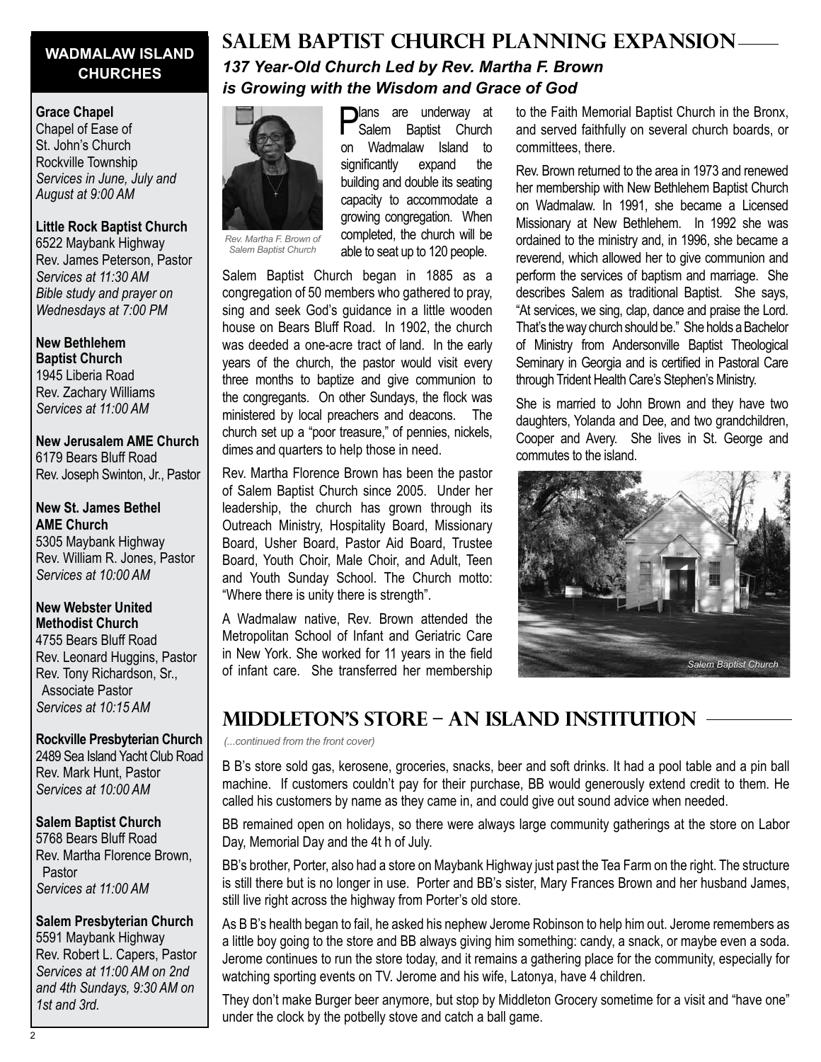## WADMALAW ISLAND CHURCHES

**Grace Chapel**
Chapel of Ease of
St. John's Church
Rockville Township
*Services in June, July and August at 9:00 AM*

**Little Rock Baptist Church**
6522 Maybank Highway
Rev. James Peterson, Pastor
*Services at 11:30 AM*
*Bible study and prayer on Wednesdays at 7:00 PM*

**New Bethlehem Baptist Church**
1945 Liberia Road
Rev. Zachary Williams
*Services at 11:00 AM*

**New Jerusalem AME Church**
6179 Bears Bluff Road
Rev. Joseph Swinton, Jr., Pastor

**New St. James Bethel AME Church**
5305 Maybank Highway
Rev. William R. Jones, Pastor
*Services at 10:00 AM*

**New Webster United Methodist Church**
4755 Bears Bluff Road
Rev. Leonard Huggins, Pastor
Rev. Tony Richardson, Sr., Associate Pastor
*Services at 10:15 AM*

**Rockville Presbyterian Church**
2489 Sea Island Yacht Club Road
Rev. Mark Hunt, Pastor
*Services at 10:00 AM*

**Salem Baptist Church**
5768 Bears Bluff Road
Rev. Martha Florence Brown, Pastor
*Services at 11:00 AM*

**Salem Presbyterian Church**
5591 Maybank Highway
Rev. Robert L. Capers, Pastor
*Services at 11:00 AM on 2nd and 4th Sundays, 9:30 AM on 1st and 3rd.*

# SALEM BAPTIST CHURCH PLANNING EXPANSION

### *137 Year-Old Church Led by Rev. Martha F. Brown is Growing with the Wisdom and Grace of God*

*Rev. Martha F. Brown of Salem Baptist Church*

Plans are underway at Salem Baptist Church on Wadmalaw Island to significantly expand the building and double its seating capacity to accommodate a growing congregation. When completed, the church will be able to seat up to 120 people.

Salem Baptist Church began in 1885 as a congregation of 50 members who gathered to pray, sing and seek God's guidance in a little wooden house on Bears Bluff Road. In 1902, the church was deeded a one-acre tract of land. In the early years of the church, the pastor would visit every three months to baptize and give communion to the congregants. On other Sundays, the flock was ministered by local preachers and deacons. The church set up a "poor treasure," of pennies, nickels, dimes and quarters to help those in need.

Rev. Martha Florence Brown has been the pastor of Salem Baptist Church since 2005. Under her leadership, the church has grown through its Outreach Ministry, Hospitality Board, Missionary Board, Usher Board, Pastor Aid Board, Trustee Board, Youth Choir, Male Choir, and Adult, Teen and Youth Sunday School. The Church motto: "Where there is unity there is strength".

A Wadmalaw native, Rev. Brown attended the Metropolitan School of Infant and Geriatric Care in New York. She worked for 11 years in the field of infant care. She transferred her membership to the Faith Memorial Baptist Church in the Bronx, and served faithfully on several church boards, or committees, there.

Rev. Brown returned to the area in 1973 and renewed her membership with New Bethlehem Baptist Church on Wadmalaw. In 1991, she became a Licensed Missionary at New Bethlehem. In 1992 she was ordained to the ministry and, in 1996, she became a reverend, which allowed her to give communion and perform the services of baptism and marriage. She describes Salem as traditional Baptist. She says, "At services, we sing, clap, dance and praise the Lord. That's the way church should be." She holds a Bachelor of Ministry from Andersonville Baptist Theological Seminary in Georgia and is certified in Pastoral Care through Trident Health Care's Stephen's Ministry.

She is married to John Brown and they have two daughters, Yolanda and Dee, and two grandchildren, Cooper and Avery. She lives in St. George and commutes to the island.

*Salem Baptist Church*

# MIDDLETON'S STORE – AN ISLAND INSTITUTION

*(...continued from the front cover)*

B B's store sold gas, kerosene, groceries, snacks, beer and soft drinks. It had a pool table and a pin ball machine. If customers couldn't pay for their purchase, BB would generously extend credit to them. He called his customers by name as they came in, and could give out sound advice when needed.

BB remained open on holidays, so there were always large community gatherings at the store on Labor Day, Memorial Day and the 4t h of July.

BB's brother, Porter, also had a store on Maybank Highway just past the Tea Farm on the right. The structure is still there but is no longer in use. Porter and BB's sister, Mary Frances Brown and her husband James, still live right across the highway from Porter's old store.

As B B's health began to fail, he asked his nephew Jerome Robinson to help him out. Jerome remembers as a little boy going to the store and BB always giving him something: candy, a snack, or maybe even a soda. Jerome continues to run the store today, and it remains a gathering place for the community, especially for watching sporting events on TV. Jerome and his wife, Latonya, have 4 children.

They don't make Burger beer anymore, but stop by Middleton Grocery sometime for a visit and "have one" under the clock by the potbelly stove and catch a ball game.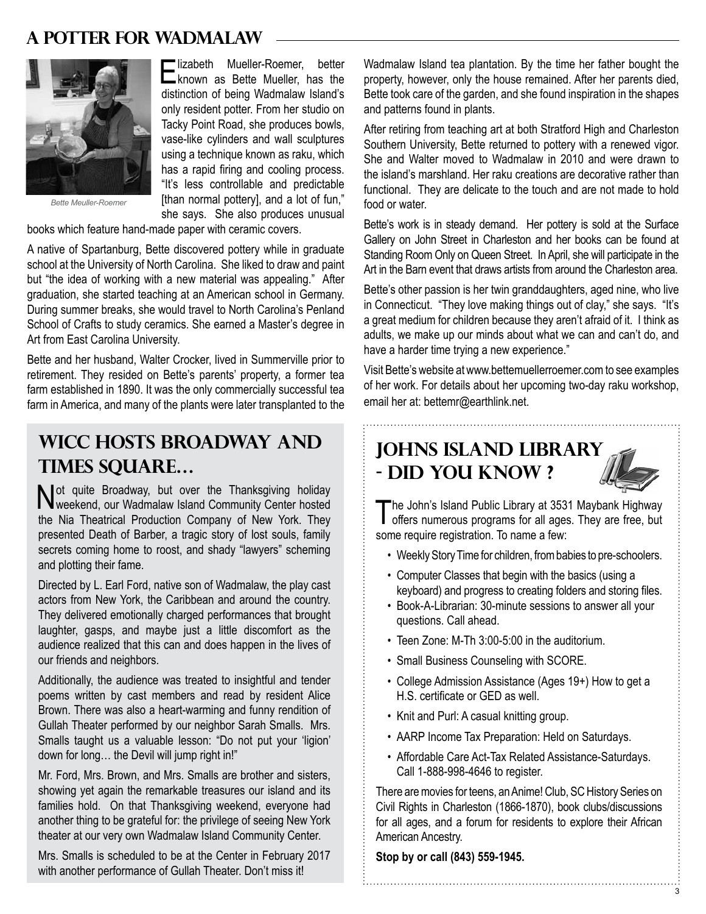## A POTTER FOR WADMALAW

*Bette Meuller-Roemer*

Elizabeth Mueller-Roemer, better known as Bette Mueller, has the distinction of being Wadmalaw Island's only resident potter. From her studio on Tacky Point Road, she produces bowls, vase-like cylinders and wall sculptures using a technique known as raku, which has a rapid firing and cooling process. "It's less controllable and predictable [than normal pottery], and a lot of fun," she says. She also produces unusual books which feature hand-made paper with ceramic covers.

A native of Spartanburg, Bette discovered pottery while in graduate school at the University of North Carolina. She liked to draw and paint but "the idea of working with a new material was appealing." After graduation, she started teaching at an American school in Germany. During summer breaks, she would travel to North Carolina's Penland School of Crafts to study ceramics. She earned a Master's degree in Art from East Carolina University.

Bette and her husband, Walter Crocker, lived in Summerville prior to retirement. They resided on Bette's parents' property, a former tea farm established in 1890. It was the only commercially successful tea farm in America, and many of the plants were later transplanted to the Wadmalaw Island tea plantation. By the time her father bought the property, however, only the house remained. After her parents died, Bette took care of the garden, and she found inspiration in the shapes and patterns found in plants.

After retiring from teaching art at both Stratford High and Charleston Southern University, Bette returned to pottery with a renewed vigor. She and Walter moved to Wadmalaw in 2010 and were drawn to the island's marshland. Her raku creations are decorative rather than functional. They are delicate to the touch and are not made to hold food or water.

Bette's work is in steady demand. Her pottery is sold at the Surface Gallery on John Street in Charleston and her books can be found at Standing Room Only on Queen Street. In April, she will participate in the Art in the Barn event that draws artists from around the Charleston area.

Bette's other passion is her twin granddaughters, aged nine, who live in Connecticut. "They love making things out of clay," she says. "It's a great medium for children because they aren't afraid of it. I think as adults, we make up our minds about what we can and can't do, and have a harder time trying a new experience."

Visit Bette's website at www.bettemuellerroemer.com to see examples of her work. For details about her upcoming two-day raku workshop, email her at: bettemr@earthlink.net.

## WICC HOSTS BROADWAY AND TIMES SQUARE…

Not quite Broadway, but over the Thanksgiving holiday weekend, our Wadmalaw Island Community Center hosted the Nia Theatrical Production Company of New York. They presented Death of Barber, a tragic story of lost souls, family secrets coming home to roost, and shady "lawyers" scheming and plotting their fame.

Directed by L. Earl Ford, native son of Wadmalaw, the play cast actors from New York, the Caribbean and around the country. They delivered emotionally charged performances that brought laughter, gasps, and maybe just a little discomfort as the audience realized that this can and does happen in the lives of our friends and neighbors.

Additionally, the audience was treated to insightful and tender poems written by cast members and read by resident Alice Brown. There was also a heart-warming and funny rendition of Gullah Theater performed by our neighbor Sarah Smalls. Mrs. Smalls taught us a valuable lesson: "Do not put your 'ligion' down for long… the Devil will jump right in!"

Mr. Ford, Mrs. Brown, and Mrs. Smalls are brother and sisters, showing yet again the remarkable treasures our island and its families hold. On that Thanksgiving weekend, everyone had another thing to be grateful for: the privilege of seeing New York theater at our very own Wadmalaw Island Community Center.

Mrs. Smalls is scheduled to be at the Center in February 2017 with another performance of Gullah Theater. Don't miss it!

## JOHNS ISLAND LIBRARY - DID YOU KNOW ?

The John's Island Public Library at 3531 Maybank Highway offers numerous programs for all ages. They are free, but some require registration. To name a few:

- Weekly Story Time for children, from babies to pre-schoolers.
- Computer Classes that begin with the basics (using a keyboard) and progress to creating folders and storing files.
- Book-A-Librarian: 30-minute sessions to answer all your questions. Call ahead.
- Teen Zone: M-Th 3:00-5:00 in the auditorium.
- Small Business Counseling with SCORE.
- College Admission Assistance (Ages 19+) How to get a H.S. certificate or GED as well.
- Knit and Purl: A casual knitting group.
- AARP Income Tax Preparation: Held on Saturdays.
- Affordable Care Act-Tax Related Assistance-Saturdays. Call 1-888-998-4646 to register.

There are movies for teens, an Anime! Club, SC History Series on Civil Rights in Charleston (1866-1870), book clubs/discussions for all ages, and a forum for residents to explore their African American Ancestry.

**Stop by or call (843) 559-1945.**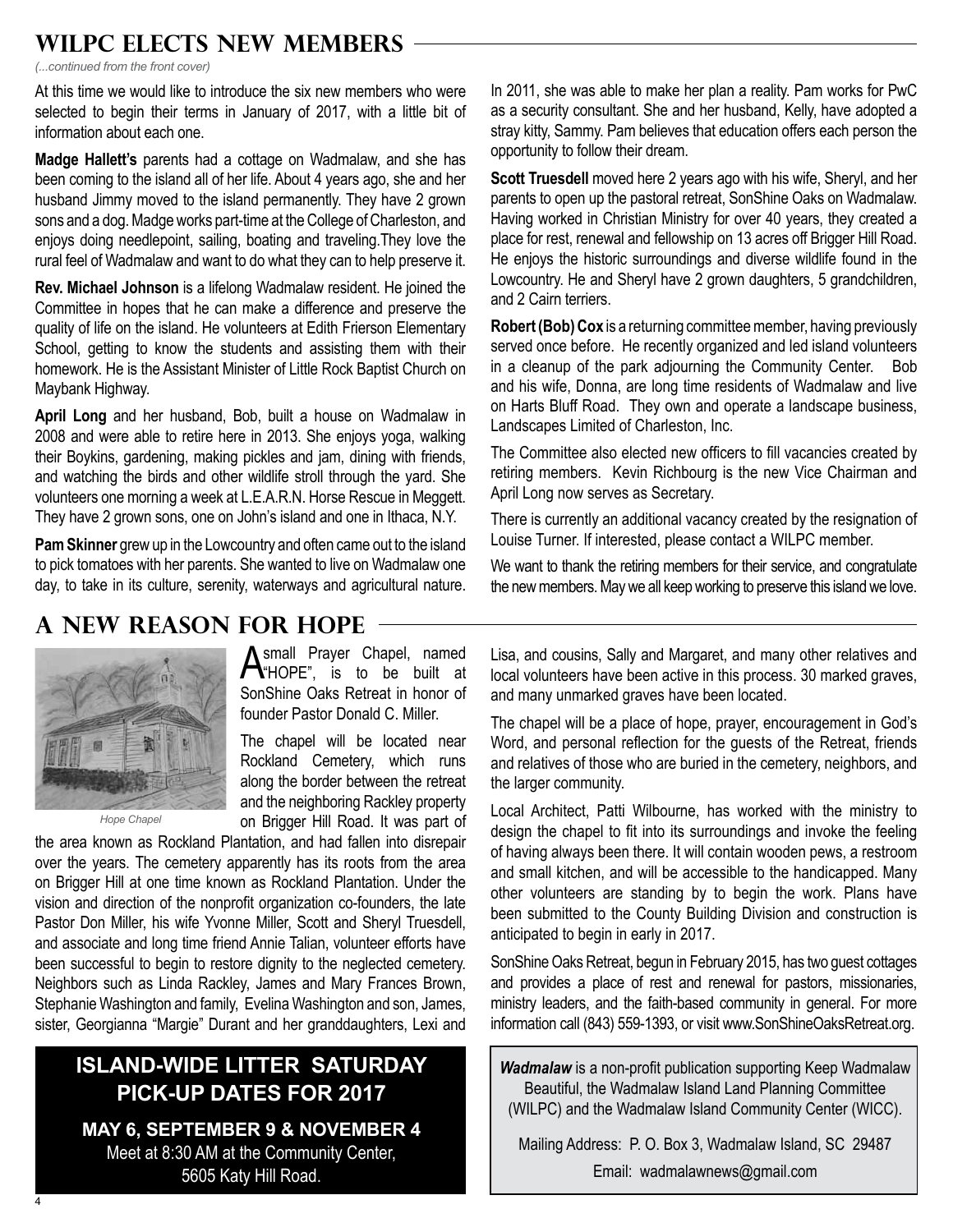## WILPC Elects New Members

*(...continued from the front cover)*

At this time we would like to introduce the six new members who were selected to begin their terms in January of 2017, with a little bit of information about each one.

**Madge Hallett's** parents had a cottage on Wadmalaw, and she has been coming to the island all of her life. About 4 years ago, she and her husband Jimmy moved to the island permanently. They have 2 grown sons and a dog. Madge works part-time at the College of Charleston, and enjoys doing needlepoint, sailing, boating and traveling.They love the rural feel of Wadmalaw and want to do what they can to help preserve it.

**Rev. Michael Johnson** is a lifelong Wadmalaw resident. He joined the Committee in hopes that he can make a difference and preserve the quality of life on the island. He volunteers at Edith Frierson Elementary School, getting to know the students and assisting them with their homework. He is the Assistant Minister of Little Rock Baptist Church on Maybank Highway.

**April Long** and her husband, Bob, built a house on Wadmalaw in 2008 and were able to retire here in 2013. She enjoys yoga, walking their Boykins, gardening, making pickles and jam, dining with friends, and watching the birds and other wildlife stroll through the yard. She volunteers one morning a week at L.E.A.R.N. Horse Rescue in Meggett. They have 2 grown sons, one on John's island and one in Ithaca, N.Y.

**Pam Skinner** grew up in the Lowcountry and often came out to the island to pick tomatoes with her parents. She wanted to live on Wadmalaw one day, to take in its culture, serenity, waterways and agricultural nature. In 2011, she was able to make her plan a reality. Pam works for PwC as a security consultant. She and her husband, Kelly, have adopted a stray kitty, Sammy. Pam believes that education offers each person the opportunity to follow their dream.

**Scott Truesdell** moved here 2 years ago with his wife, Sheryl, and her parents to open up the pastoral retreat, SonShine Oaks on Wadmalaw. Having worked in Christian Ministry for over 40 years, they created a place for rest, renewal and fellowship on 13 acres off Brigger Hill Road. He enjoys the historic surroundings and diverse wildlife found in the Lowcountry. He and Sheryl have 2 grown daughters, 5 grandchildren, and 2 Cairn terriers.

**Robert (Bob) Cox** is a returning committee member, having previously served once before. He recently organized and led island volunteers in a cleanup of the park adjourning the Community Center. Bob and his wife, Donna, are long time residents of Wadmalaw and live on Harts Bluff Road. They own and operate a landscape business, Landscapes Limited of Charleston, Inc.

The Committee also elected new officers to fill vacancies created by retiring members. Kevin Richbourg is the new Vice Chairman and April Long now serves as Secretary.

There is currently an additional vacancy created by the resignation of Louise Turner. If interested, please contact a WILPC member.

We want to thank the retiring members for their service, and congratulate the new members. May we all keep working to preserve this island we love.

## A New Reason for Hope

*Hope Chapel*

A small Prayer Chapel, named "HOPE", is to be built at SonShine Oaks Retreat in honor of founder Pastor Donald C. Miller.

The chapel will be located near Rockland Cemetery, which runs along the border between the retreat and the neighboring Rackley property on Brigger Hill Road. It was part of the area known as Rockland Plantation, and had fallen into disrepair over the years. The cemetery apparently has its roots from the area on Brigger Hill at one time known as Rockland Plantation. Under the vision and direction of the nonprofit organization co-founders, the late Pastor Don Miller, his wife Yvonne Miller, Scott and Sheryl Truesdell, and associate and long time friend Annie Talian, volunteer efforts have been successful to begin to restore dignity to the neglected cemetery. Neighbors such as Linda Rackley, James and Mary Frances Brown, Stephanie Washington and family, Evelina Washington and son, James, sister, Georgianna "Margie" Durant and her granddaughters, Lexi and Lisa, and cousins, Sally and Margaret, and many other relatives and local volunteers have been active in this process. 30 marked graves, and many unmarked graves have been located.

The chapel will be a place of hope, prayer, encouragement in God's Word, and personal reflection for the guests of the Retreat, friends and relatives of those who are buried in the cemetery, neighbors, and the larger community.

Local Architect, Patti Wilbourne, has worked with the ministry to design the chapel to fit into its surroundings and invoke the feeling of having always been there. It will contain wooden pews, a restroom and small kitchen, and will be accessible to the handicapped. Many other volunteers are standing by to begin the work. Plans have been submitted to the County Building Division and construction is anticipated to begin in early in 2017.

SonShine Oaks Retreat, begun in February 2015, has two guest cottages and provides a place of rest and renewal for pastors, missionaries, ministry leaders, and the faith-based community in general. For more information call (843) 559-1393, or visit www.SonShineOaksRetreat.org.

**ISLAND-WIDE LITTER SATURDAY PICK-UP DATES FOR 2017**

**MAY 6, SEPTEMBER 9 & NOVEMBER 4**

Meet at 8:30 AM at the Community Center, 5605 Katy Hill Road.

***Wadmalaw*** is a non-profit publication supporting Keep Wadmalaw Beautiful, the Wadmalaw Island Land Planning Committee (WILPC) and the Wadmalaw Island Community Center (WICC).

Mailing Address: P. O. Box 3, Wadmalaw Island, SC 29487

Email: wadmalawnews@gmail.com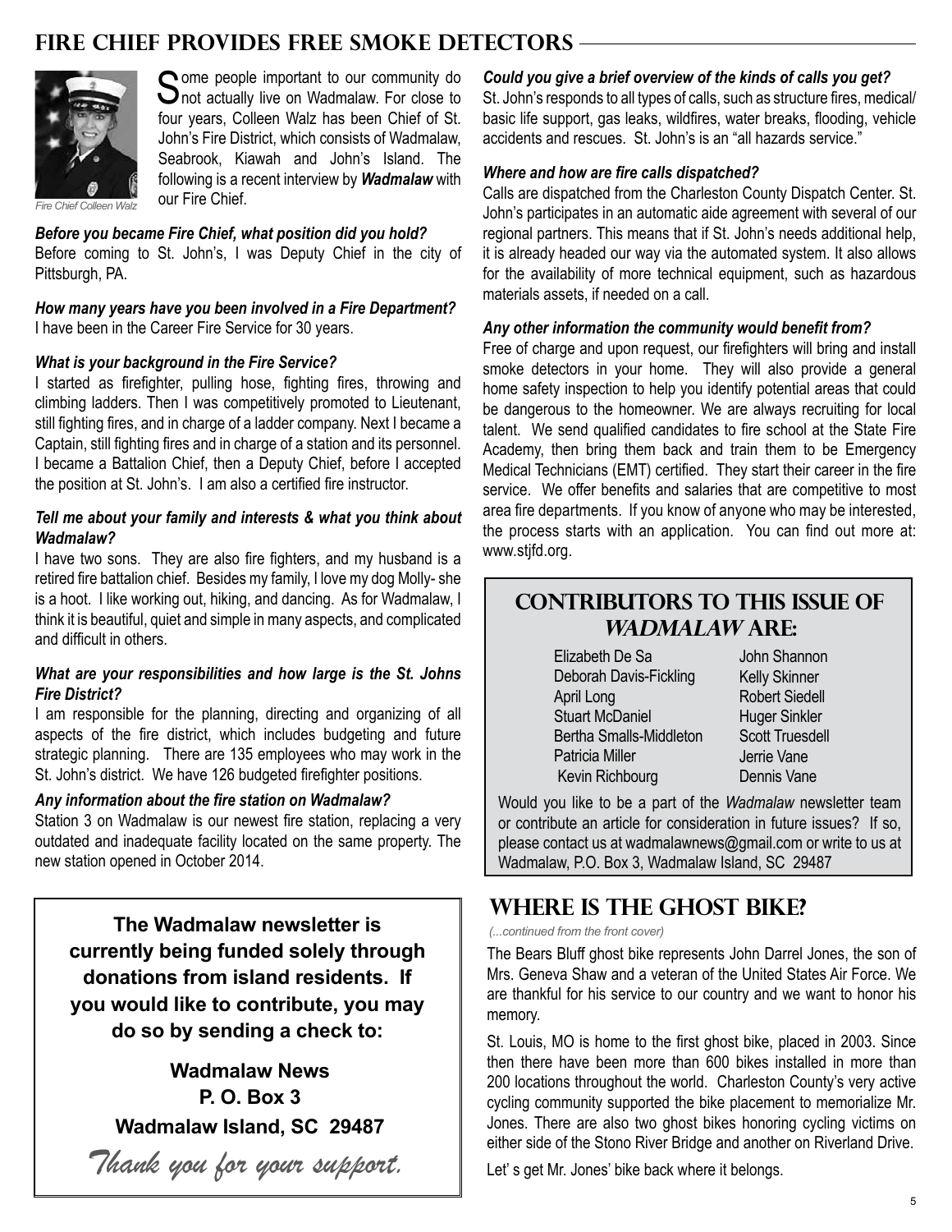## FIRE CHIEF PROVIDES FREE SMOKE DETECTORS

*Fire Chief Colleen Walz*

Some people important to our community do not actually live on Wadmalaw. For close to four years, Colleen Walz has been Chief of St. John's Fire District, which consists of Wadmalaw, Seabrook, Kiawah and John's Island. The following is a recent interview by ***Wadmalaw*** with our Fire Chief.

***Before you became Fire Chief, what position did you hold?***
Before coming to St. John's, I was Deputy Chief in the city of Pittsburgh, PA.

***How many years have you been involved in a Fire Department?***
I have been in the Career Fire Service for 30 years.

***What is your background in the Fire Service?***
I started as firefighter, pulling hose, fighting fires, throwing and climbing ladders. Then I was competitively promoted to Lieutenant, still fighting fires, and in charge of a ladder company. Next I became a Captain, still fighting fires and in charge of a station and its personnel. I became a Battalion Chief, then a Deputy Chief, before I accepted the position at St. John's. I am also a certified fire instructor.

***Tell me about your family and interests & what you think about Wadmalaw?***
I have two sons. They are also fire fighters, and my husband is a retired fire battalion chief. Besides my family, I love my dog Molly- she is a hoot. I like working out, hiking, and dancing. As for Wadmalaw, I think it is beautiful, quiet and simple in many aspects, and complicated and difficult in others.

***What are your responsibilities and how large is the St. Johns Fire District?***
I am responsible for the planning, directing and organizing of all aspects of the fire district, which includes budgeting and future strategic planning. There are 135 employees who may work in the St. John's district. We have 126 budgeted firefighter positions.

***Any information about the fire station on Wadmalaw?***
Station 3 on Wadmalaw is our newest fire station, replacing a very outdated and inadequate facility located on the same property. The new station opened in October 2014.

***Could you give a brief overview of the kinds of calls you get?***
St. John's responds to all types of calls, such as structure fires, medical/basic life support, gas leaks, wildfires, water breaks, flooding, vehicle accidents and rescues. St. John's is an "all hazards service."

***Where and how are fire calls dispatched?***
Calls are dispatched from the Charleston County Dispatch Center. St. John's participates in an automatic aide agreement with several of our regional partners. This means that if St. John's needs additional help, it is already headed our way via the automated system. It also allows for the availability of more technical equipment, such as hazardous materials assets, if needed on a call.

***Any other information the community would benefit from?***
Free of charge and upon request, our firefighters will bring and install smoke detectors in your home. They will also provide a general home safety inspection to help you identify potential areas that could be dangerous to the homeowner. We are always recruiting for local talent. We send qualified candidates to fire school at the State Fire Academy, then bring them back and train them to be Emergency Medical Technicians (EMT) certified. They start their career in the fire service. We offer benefits and salaries that are competitive to most area fire departments. If you know of anyone who may be interested, the process starts with an application. You can find out more at: www.stjfd.org.

---

**The Wadmalaw newsletter is currently being funded solely through donations from island residents. If you would like to contribute, you may do so by sending a check to:**

**Wadmalaw News**
**P. O. Box 3**
**Wadmalaw Island, SC 29487**

*Thank you for your support.*

---

## CONTRIBUTORS TO THIS ISSUE OF *WADMALAW* ARE:

- Elizabeth De Sa
- Deborah Davis-Fickling
- April Long
- Stuart McDaniel
- Bertha Smalls-Middleton
- Patricia Miller
- Kevin Richbourg
- John Shannon
- Kelly Skinner
- Robert Siedell
- Huger Sinkler
- Scott Truesdell
- Jerrie Vane
- Dennis Vane

Would you like to be a part of the *Wadmalaw* newsletter team or contribute an article for consideration in future issues? If so, please contact us at wadmalawnews@gmail.com or write to us at Wadmalaw, P.O. Box 3, Wadmalaw Island, SC 29487

---

## WHERE IS THE GHOST BIKE?

*(...continued from the front cover)*

The Bears Bluff ghost bike represents John Darrel Jones, the son of Mrs. Geneva Shaw and a veteran of the United States Air Force. We are thankful for his service to our country and we want to honor his memory.

St. Louis, MO is home to the first ghost bike, placed in 2003. Since then there have been more than 600 bikes installed in more than 200 locations throughout the world. Charleston County's very active cycling community supported the bike placement to memorialize Mr. Jones. There are also two ghost bikes honoring cycling victims on either side of the Stono River Bridge and another on Riverland Drive.

Let' s get Mr. Jones' bike back where it belongs.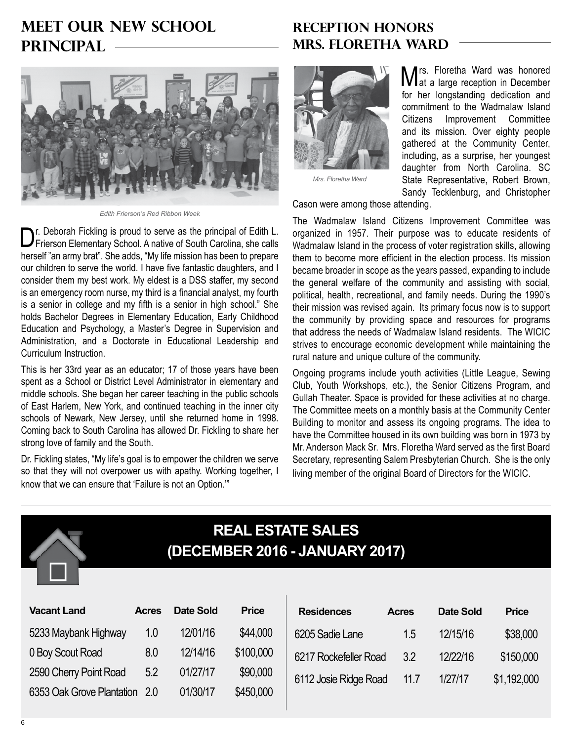## MEET OUR NEW SCHOOL PRINCIPAL

*Edith Frierson's Red Ribbon Week*

Dr. Deborah Fickling is proud to serve as the principal of Edith L. Frierson Elementary School. A native of South Carolina, she calls herself "an army brat". She adds, "My life mission has been to prepare our children to serve the world. I have five fantastic daughters, and I consider them my best work. My eldest is a DSS staffer, my second is an emergency room nurse, my third is a financial analyst, my fourth is a senior in college and my fifth is a senior in high school." She holds Bachelor Degrees in Elementary Education, Early Childhood Education and Psychology, a Master's Degree in Supervision and Administration, and a Doctorate in Educational Leadership and Curriculum Instruction.

This is her 33rd year as an educator; 17 of those years have been spent as a School or District Level Administrator in elementary and middle schools. She began her career teaching in the public schools of East Harlem, New York, and continued teaching in the inner city schools of Newark, New Jersey, until she returned home in 1998. Coming back to South Carolina has allowed Dr. Fickling to share her strong love of family and the South.

Dr. Fickling states, "My life's goal is to empower the children we serve so that they will not overpower us with apathy. Working together, I know that we can ensure that 'Failure is not an Option.'"

## RECEPTION HONORS MRS. FLORETHA WARD

*Mrs. Floretha Ward*

Mrs. Floretha Ward was honored at a large reception in December for her longstanding dedication and commitment to the Wadmalaw Island Citizens Improvement Committee and its mission. Over eighty people gathered at the Community Center, including, as a surprise, her youngest daughter from North Carolina. SC State Representative, Robert Brown, Sandy Tecklenburg, and Christopher Cason were among those attending.

The Wadmalaw Island Citizens Improvement Committee was organized in 1957. Their purpose was to educate residents of Wadmalaw Island in the process of voter registration skills, allowing them to become more efficient in the election process. Its mission became broader in scope as the years passed, expanding to include the general welfare of the community and assisting with social, political, health, recreational, and family needs. During the 1990's their mission was revised again. Its primary focus now is to support the community by providing space and resources for programs that address the needs of Wadmalaw Island residents. The WICIC strives to encourage economic development while maintaining the rural nature and unique culture of the community.

Ongoing programs include youth activities (Little League, Sewing Club, Youth Workshops, etc.), the Senior Citizens Program, and Gullah Theater. Space is provided for these activities at no charge. The Committee meets on a monthly basis at the Community Center Building to monitor and assess its ongoing programs. The idea to have the Committee housed in its own building was born in 1973 by Mr. Anderson Mack Sr. Mrs. Floretha Ward served as the first Board Secretary, representing Salem Presbyterian Church. She is the only living member of the original Board of Directors for the WICIC.

## REAL ESTATE SALES (DECEMBER 2016 - JANUARY 2017)

| Vacant Land | Acres | Date Sold | Price |
|---|---|---|---|
| 5233 Maybank Highway | 1.0 | 12/01/16 | $44,000 |
| 0 Boy Scout Road | 8.0 | 12/14/16 | $100,000 |
| 2590 Cherry Point Road | 5.2 | 01/27/17 | $90,000 |
| 6353 Oak Grove Plantation | 2.0 | 01/30/17 | $450,000 |

| Residences | Acres | Date Sold | Price |
|---|---|---|---|
| 6205 Sadie Lane | 1.5 | 12/15/16 | $38,000 |
| 6217 Rockefeller Road | 3.2 | 12/22/16 | $150,000 |
| 6112 Josie Ridge Road | 11.7 | 1/27/17 | $1,192,000 |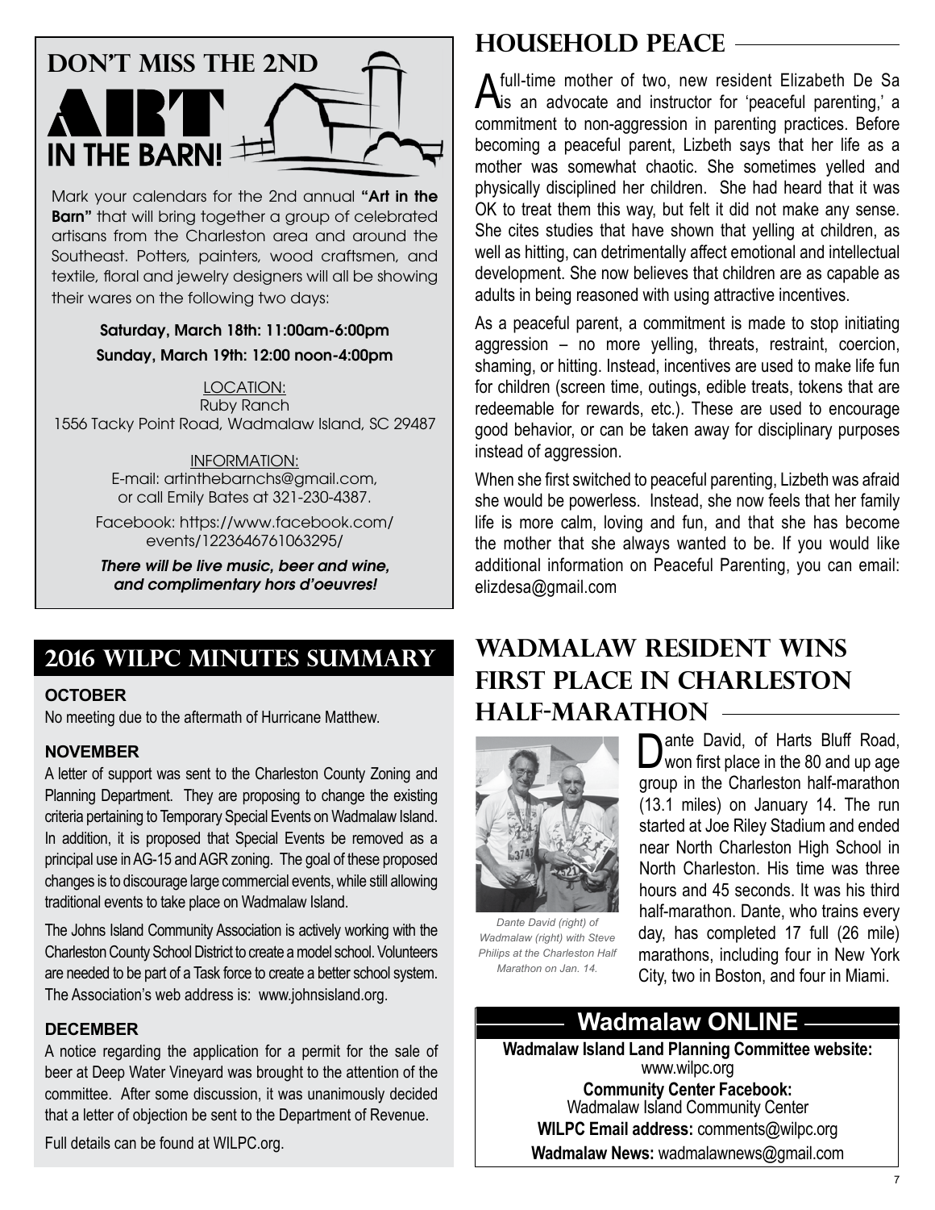## DON'T MISS THE 2ND ART IN THE BARN!

Mark your calendars for the 2nd annual **"Art in the Barn"** that will bring together a group of celebrated artisans from the Charleston area and around the Southeast. Potters, painters, wood craftsmen, and textile, floral and jewelry designers will all be showing their wares on the following two days:

**Saturday, March 18th: 11:00am-6:00pm**

**Sunday, March 19th: 12:00 noon-4:00pm**

LOCATION:
Ruby Ranch
1556 Tacky Point Road, Wadmalaw Island, SC 29487

INFORMATION:
E-mail: artinthebarnchs@gmail.com, or call Emily Bates at 321-230-4387.

Facebook: https://www.facebook.com/events/1223646761063295/

***There will be live music, beer and wine, and complimentary hors d'oeuvres!***

## 2016 WILPC MINUTES SUMMARY

### OCTOBER

No meeting due to the aftermath of Hurricane Matthew.

### NOVEMBER

A letter of support was sent to the Charleston County Zoning and Planning Department. They are proposing to change the existing criteria pertaining to Temporary Special Events on Wadmalaw Island. In addition, it is proposed that Special Events be removed as a principal use in AG-15 and AGR zoning. The goal of these proposed changes is to discourage large commercial events, while still allowing traditional events to take place on Wadmalaw Island.

The Johns Island Community Association is actively working with the Charleston County School District to create a model school. Volunteers are needed to be part of a Task force to create a better school system. The Association's web address is: www.johnsisland.org.

### DECEMBER

A notice regarding the application for a permit for the sale of beer at Deep Water Vineyard was brought to the attention of the committee. After some discussion, it was unanimously decided that a letter of objection be sent to the Department of Revenue.

Full details can be found at WILPC.org.

## HOUSEHOLD PEACE

A full-time mother of two, new resident Elizabeth De Sa is an advocate and instructor for 'peaceful parenting,' a commitment to non-aggression in parenting practices. Before becoming a peaceful parent, Lizbeth says that her life as a mother was somewhat chaotic. She sometimes yelled and physically disciplined her children. She had heard that it was OK to treat them this way, but felt it did not make any sense. She cites studies that have shown that yelling at children, as well as hitting, can detrimentally affect emotional and intellectual development. She now believes that children are as capable as adults in being reasoned with using attractive incentives.

As a peaceful parent, a commitment is made to stop initiating aggression – no more yelling, threats, restraint, coercion, shaming, or hitting. Instead, incentives are used to make life fun for children (screen time, outings, edible treats, tokens that are redeemable for rewards, etc.). These are used to encourage good behavior, or can be taken away for disciplinary purposes instead of aggression.

When she first switched to peaceful parenting, Lizbeth was afraid she would be powerless. Instead, she now feels that her family life is more calm, loving and fun, and that she has become the mother that she always wanted to be. If you would like additional information on Peaceful Parenting, you can email: elizdesa@gmail.com

## WADMALAW RESIDENT WINS FIRST PLACE IN CHARLESTON HALF-MARATHON

*Dante David (right) of Wadmalaw (right) with Steve Philips at the Charleston Half Marathon on Jan. 14.*

Dante David, of Harts Bluff Road, won first place in the 80 and up age group in the Charleston half-marathon (13.1 miles) on January 14. The run started at Joe Riley Stadium and ended near North Charleston High School in North Charleston. His time was three hours and 45 seconds. It was his third half-marathon. Dante, who trains every day, has completed 17 full (26 mile) marathons, including four in New York City, two in Boston, and four in Miami.

## Wadmalaw ONLINE

**Wadmalaw Island Land Planning Committee website:** www.wilpc.org

**Community Center Facebook:** Wadmalaw Island Community Center

**WILPC Email address:** comments@wilpc.org

**Wadmalaw News:** wadmalawnews@gmail.com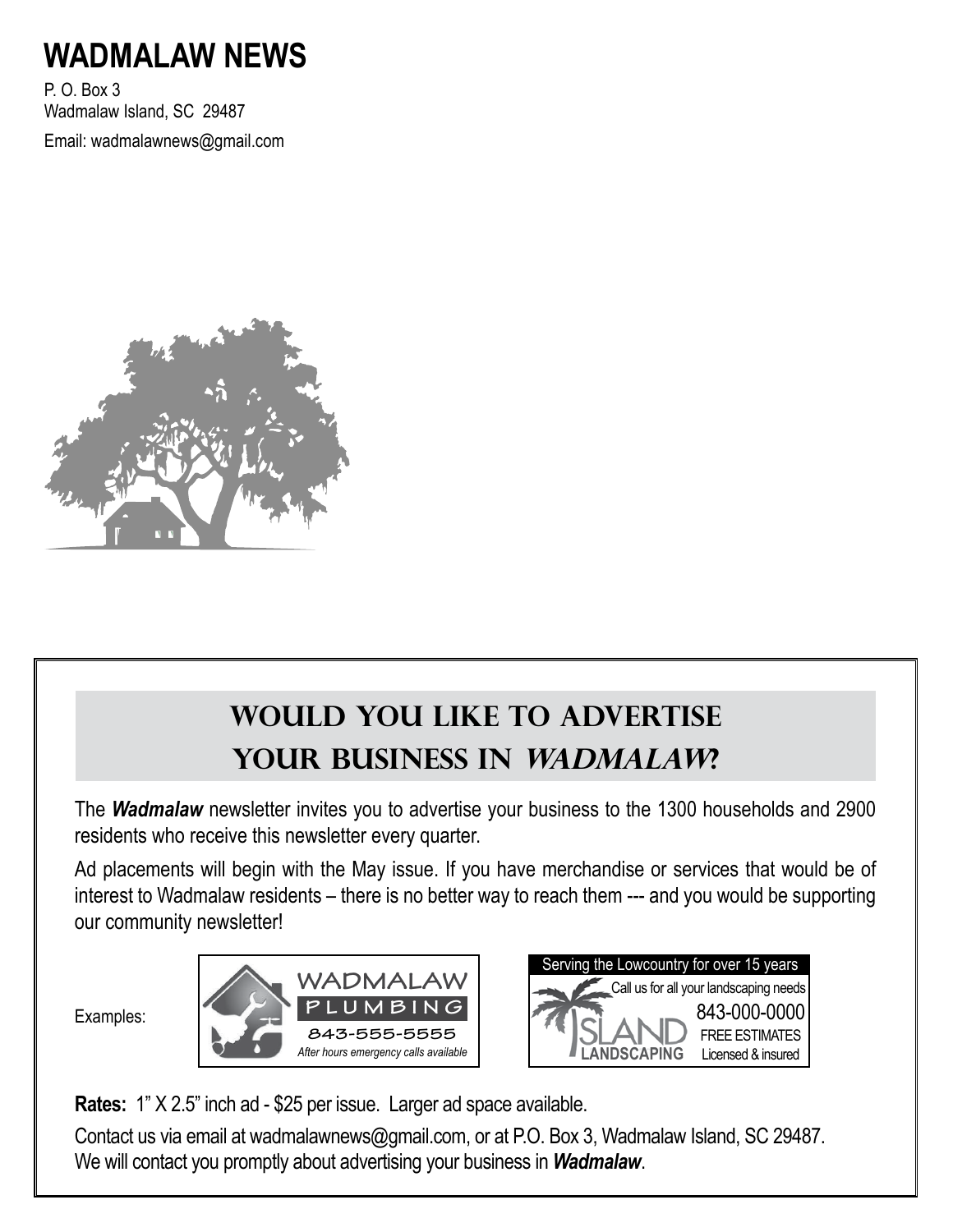# WADMALAW NEWS

P. O. Box 3
Wadmalaw Island, SC 29487

Email: wadmalawnews@gmail.com

## WOULD YOU LIKE TO ADVERTISE YOUR BUSINESS IN *WADMALAW*?

The ***Wadmalaw*** newsletter invites you to advertise your business to the 1300 households and 2900 residents who receive this newsletter every quarter.

Ad placements will begin with the May issue. If you have merchandise or services that would be of interest to Wadmalaw residents – there is no better way to reach them --- and you would be supporting our community newsletter!

Examples:

WADMALAW PLUMBING
843-555-5555
*After hours emergency calls available*

Serving the Lowcountry for over 15 years
Call us for all your landscaping needs
843-000-0000
FREE ESTIMATES
Licensed & insured
ISLAND LANDSCAPING

**Rates:** 1" X 2.5" inch ad - $25 per issue. Larger ad space available.

Contact us via email at wadmalawnews@gmail.com, or at P.O. Box 3, Wadmalaw Island, SC 29487.
We will contact you promptly about advertising your business in ***Wadmalaw***.